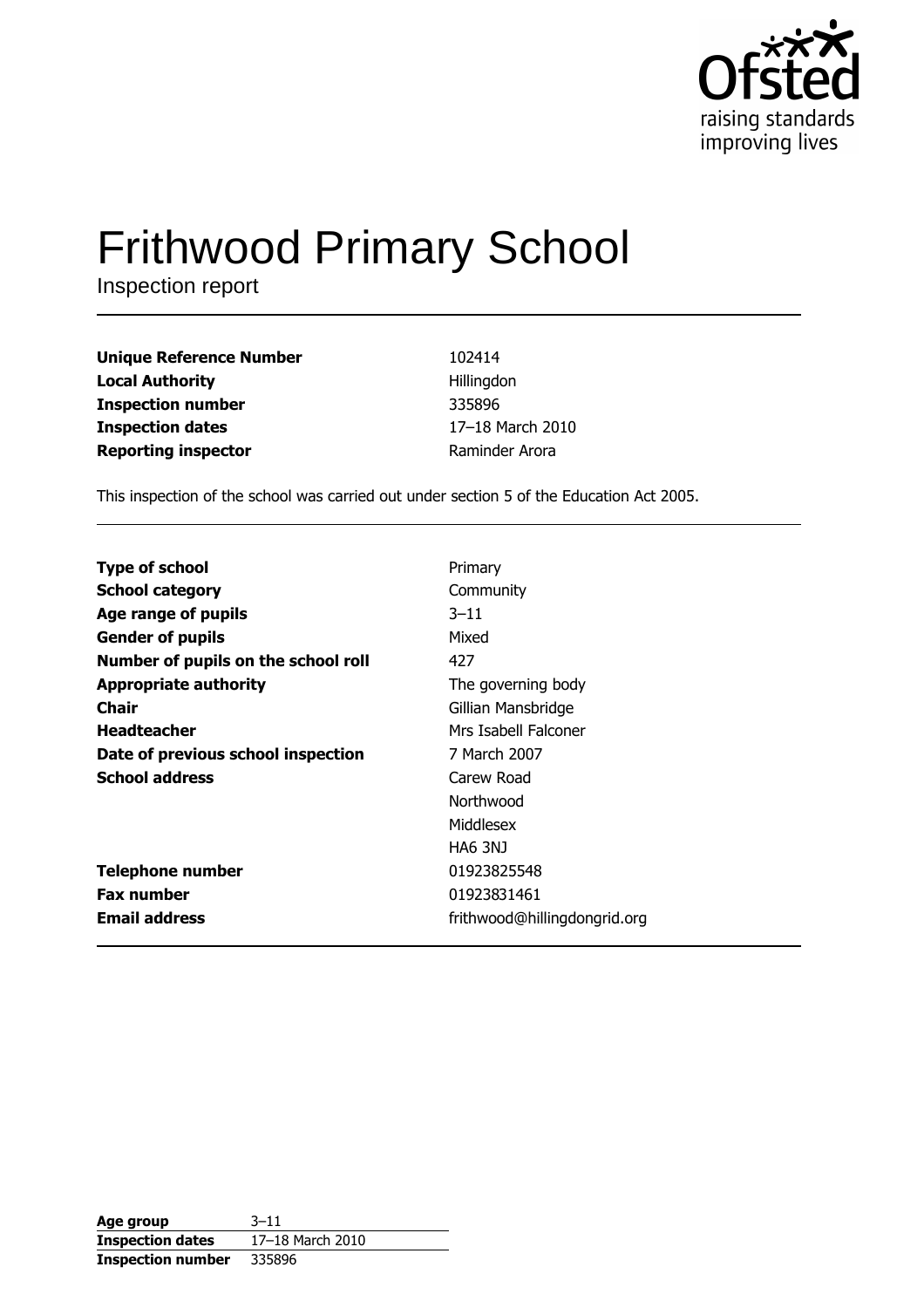# Frithwood Primary School

Inspection report

| | |
|---|---|
| **Unique Reference Number** | 102414 |
| **Local Authority** | Hillingdon |
| **Inspection number** | 335896 |
| **Inspection dates** | 17–18 March 2010 |
| **Reporting inspector** | Raminder Arora |

This inspection of the school was carried out under section 5 of the Education Act 2005.

| | |
|---|---|
| **Type of school** | Primary |
| **School category** | Community |
| **Age range of pupils** | 3–11 |
| **Gender of pupils** | Mixed |
| **Number of pupils on the school roll** | 427 |
| **Appropriate authority** | The governing body |
| **Chair** | Gillian Mansbridge |
| **Headteacher** | Mrs Isabell Falconer |
| **Date of previous school inspection** | 7 March 2007 |
| **School address** | Carew Road<br>Northwood<br>Middlesex<br>HA6 3NJ |
| **Telephone number** | 01923825548 |
| **Fax number** | 01923831461 |
| **Email address** | frithwood@hillingdongrid.org |

| | |
|---|---|
| **Age group** | 3–11 |
| **Inspection dates** | 17–18 March 2010 |
| **Inspection number** | 335896 |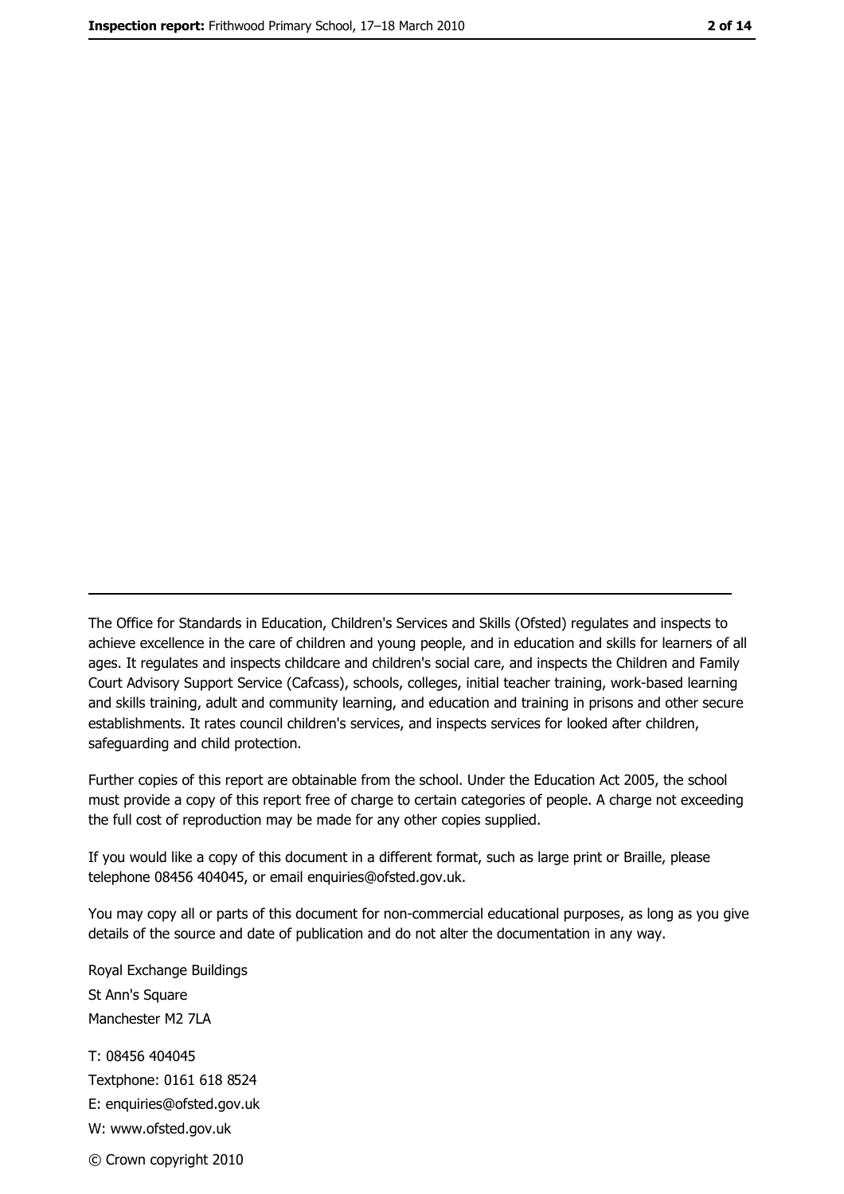The Office for Standards in Education, Children's Services and Skills (Ofsted) regulates and inspects to achieve excellence in the care of children and young people, and in education and skills for learners of all ages. It regulates and inspects childcare and children's social care, and inspects the Children and Family Court Advisory Support Service (Cafcass), schools, colleges, initial teacher training, work-based learning and skills training, adult and community learning, and education and training in prisons and other secure establishments. It rates council children's services, and inspects services for looked after children, safeguarding and child protection.

Further copies of this report are obtainable from the school. Under the Education Act 2005, the school must provide a copy of this report free of charge to certain categories of people. A charge not exceeding the full cost of reproduction may be made for any other copies supplied.

If you would like a copy of this document in a different format, such as large print or Braille, please telephone 08456 404045, or email enquiries@ofsted.gov.uk.

You may copy all or parts of this document for non-commercial educational purposes, as long as you give details of the source and date of publication and do not alter the documentation in any way.

Royal Exchange Buildings
St Ann's Square
Manchester M2 7LA

T: 08456 404045
Textphone: 0161 618 8524
E: enquiries@ofsted.gov.uk
W: www.ofsted.gov.uk

© Crown copyright 2010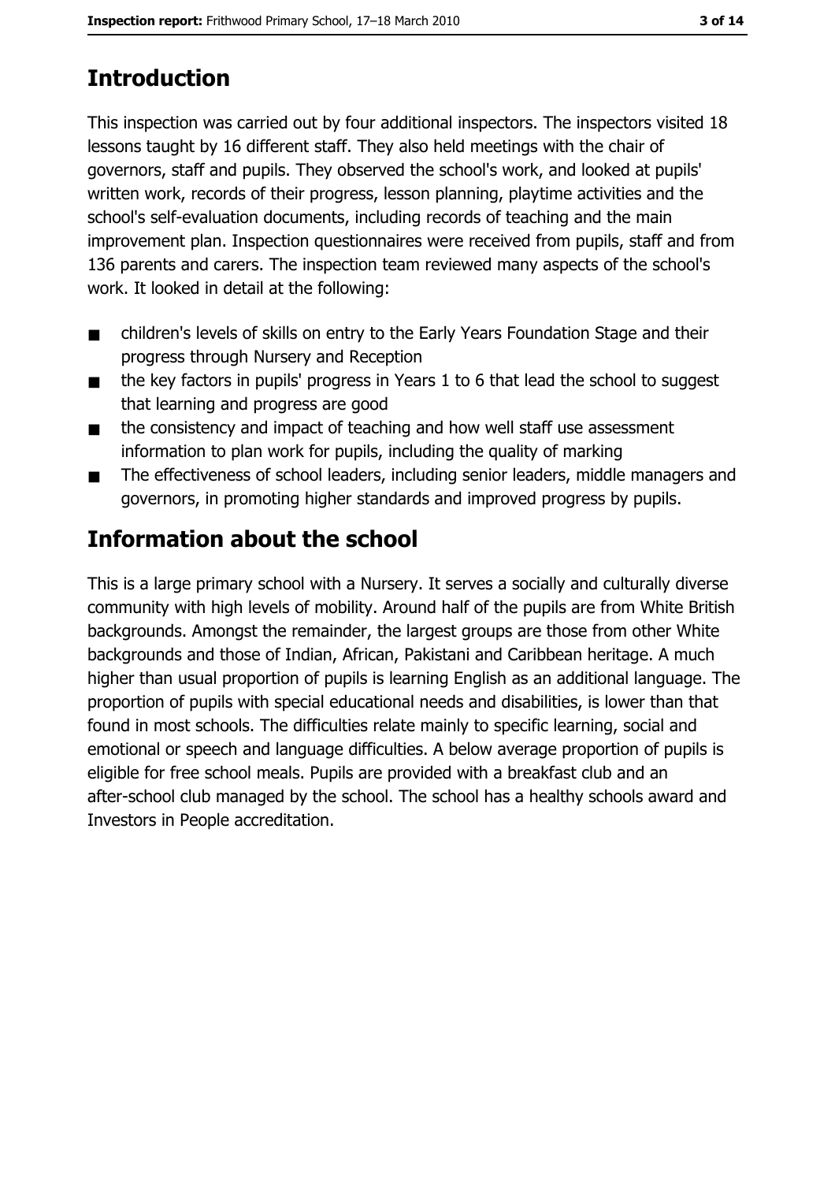# Introduction

This inspection was carried out by four additional inspectors. The inspectors visited 18 lessons taught by 16 different staff. They also held meetings with the chair of governors, staff and pupils. They observed the school's work, and looked at pupils' written work, records of their progress, lesson planning, playtime activities and the school's self-evaluation documents, including records of teaching and the main improvement plan. Inspection questionnaires were received from pupils, staff and from 136 parents and carers. The inspection team reviewed many aspects of the school's work. It looked in detail at the following:

- children's levels of skills on entry to the Early Years Foundation Stage and their progress through Nursery and Reception
- the key factors in pupils' progress in Years 1 to 6 that lead the school to suggest that learning and progress are good
- the consistency and impact of teaching and how well staff use assessment information to plan work for pupils, including the quality of marking
- The effectiveness of school leaders, including senior leaders, middle managers and governors, in promoting higher standards and improved progress by pupils.

# Information about the school

This is a large primary school with a Nursery. It serves a socially and culturally diverse community with high levels of mobility. Around half of the pupils are from White British backgrounds. Amongst the remainder, the largest groups are those from other White backgrounds and those of Indian, African, Pakistani and Caribbean heritage. A much higher than usual proportion of pupils is learning English as an additional language. The proportion of pupils with special educational needs and disabilities, is lower than that found in most schools. The difficulties relate mainly to specific learning, social and emotional or speech and language difficulties. A below average proportion of pupils is eligible for free school meals. Pupils are provided with a breakfast club and an after-school club managed by the school. The school has a healthy schools award and Investors in People accreditation.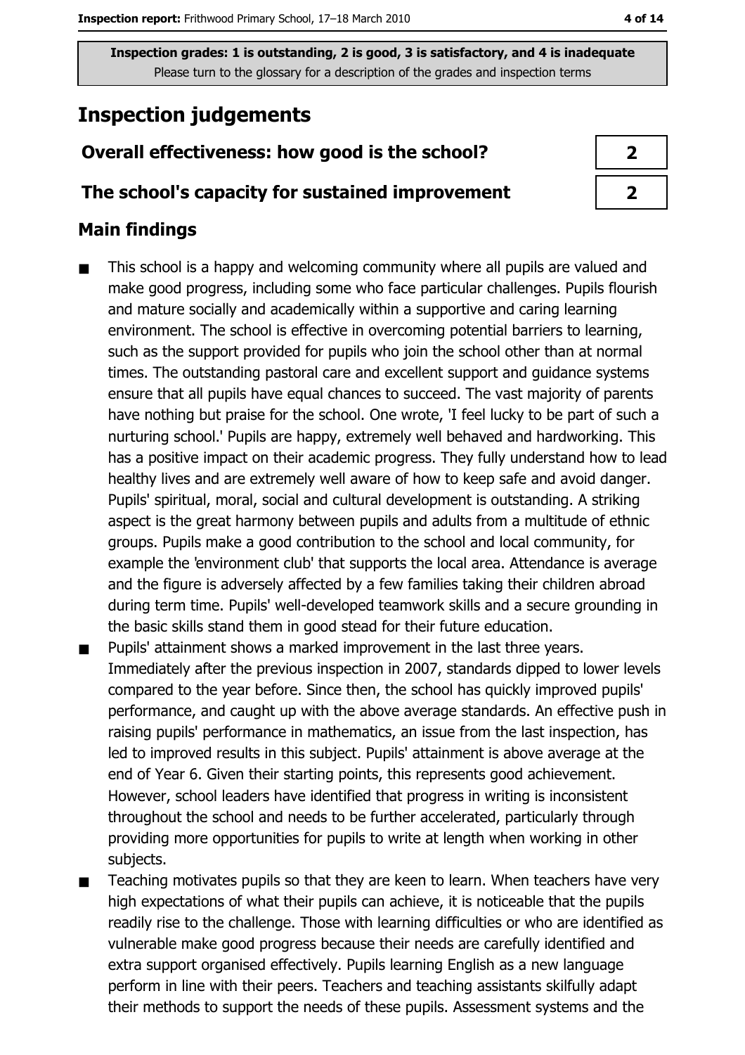Inspection grades: 1 is outstanding, 2 is good, 3 is satisfactory, and 4 is inadequate
Please turn to the glossary for a description of the grades and inspection terms

# Inspection judgements

| Overall effectiveness: how good is the school? | 2 |
| --- | --- |
| The school's capacity for sustained improvement | 2 |

## Main findings

- This school is a happy and welcoming community where all pupils are valued and make good progress, including some who face particular challenges. Pupils flourish and mature socially and academically within a supportive and caring learning environment. The school is effective in overcoming potential barriers to learning, such as the support provided for pupils who join the school other than at normal times. The outstanding pastoral care and excellent support and guidance systems ensure that all pupils have equal chances to succeed. The vast majority of parents have nothing but praise for the school. One wrote, 'I feel lucky to be part of such a nurturing school.' Pupils are happy, extremely well behaved and hardworking. This has a positive impact on their academic progress. They fully understand how to lead healthy lives and are extremely well aware of how to keep safe and avoid danger. Pupils' spiritual, moral, social and cultural development is outstanding. A striking aspect is the great harmony between pupils and adults from a multitude of ethnic groups. Pupils make a good contribution to the school and local community, for example the 'environment club' that supports the local area. Attendance is average and the figure is adversely affected by a few families taking their children abroad during term time. Pupils' well-developed teamwork skills and a secure grounding in the basic skills stand them in good stead for their future education.
- Pupils' attainment shows a marked improvement in the last three years. Immediately after the previous inspection in 2007, standards dipped to lower levels compared to the year before. Since then, the school has quickly improved pupils' performance, and caught up with the above average standards. An effective push in raising pupils' performance in mathematics, an issue from the last inspection, has led to improved results in this subject. Pupils' attainment is above average at the end of Year 6. Given their starting points, this represents good achievement. However, school leaders have identified that progress in writing is inconsistent throughout the school and needs to be further accelerated, particularly through providing more opportunities for pupils to write at length when working in other subjects.
- Teaching motivates pupils so that they are keen to learn. When teachers have very high expectations of what their pupils can achieve, it is noticeable that the pupils readily rise to the challenge. Those with learning difficulties or who are identified as vulnerable make good progress because their needs are carefully identified and extra support organised effectively. Pupils learning English as a new language perform in line with their peers. Teachers and teaching assistants skilfully adapt their methods to support the needs of these pupils. Assessment systems and the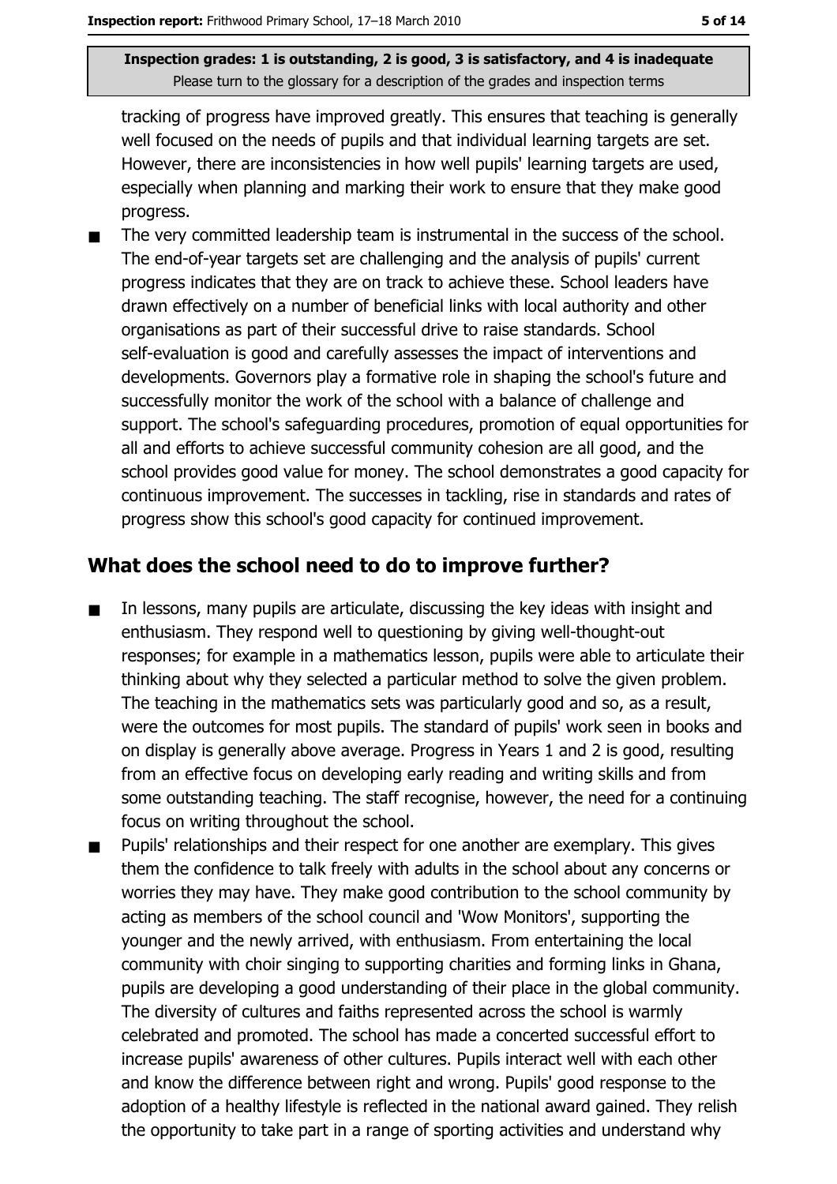tracking of progress have improved greatly. This ensures that teaching is generally well focused on the needs of pupils and that individual learning targets are set. However, there are inconsistencies in how well pupils' learning targets are used, especially when planning and marking their work to ensure that they make good progress.

- The very committed leadership team is instrumental in the success of the school. The end-of-year targets set are challenging and the analysis of pupils' current progress indicates that they are on track to achieve these. School leaders have drawn effectively on a number of beneficial links with local authority and other organisations as part of their successful drive to raise standards. School self-evaluation is good and carefully assesses the impact of interventions and developments. Governors play a formative role in shaping the school's future and successfully monitor the work of the school with a balance of challenge and support. The school's safeguarding procedures, promotion of equal opportunities for all and efforts to achieve successful community cohesion are all good, and the school provides good value for money. The school demonstrates a good capacity for continuous improvement. The successes in tackling, rise in standards and rates of progress show this school's good capacity for continued improvement.

## What does the school need to do to improve further?

- In lessons, many pupils are articulate, discussing the key ideas with insight and enthusiasm. They respond well to questioning by giving well-thought-out responses; for example in a mathematics lesson, pupils were able to articulate their thinking about why they selected a particular method to solve the given problem. The teaching in the mathematics sets was particularly good and so, as a result, were the outcomes for most pupils. The standard of pupils' work seen in books and on display is generally above average. Progress in Years 1 and 2 is good, resulting from an effective focus on developing early reading and writing skills and from some outstanding teaching. The staff recognise, however, the need for a continuing focus on writing throughout the school.
- Pupils' relationships and their respect for one another are exemplary. This gives them the confidence to talk freely with adults in the school about any concerns or worries they may have. They make good contribution to the school community by acting as members of the school council and 'Wow Monitors', supporting the younger and the newly arrived, with enthusiasm. From entertaining the local community with choir singing to supporting charities and forming links in Ghana, pupils are developing a good understanding of their place in the global community. The diversity of cultures and faiths represented across the school is warmly celebrated and promoted. The school has made a concerted successful effort to increase pupils' awareness of other cultures. Pupils interact well with each other and know the difference between right and wrong. Pupils' good response to the adoption of a healthy lifestyle is reflected in the national award gained. They relish the opportunity to take part in a range of sporting activities and understand why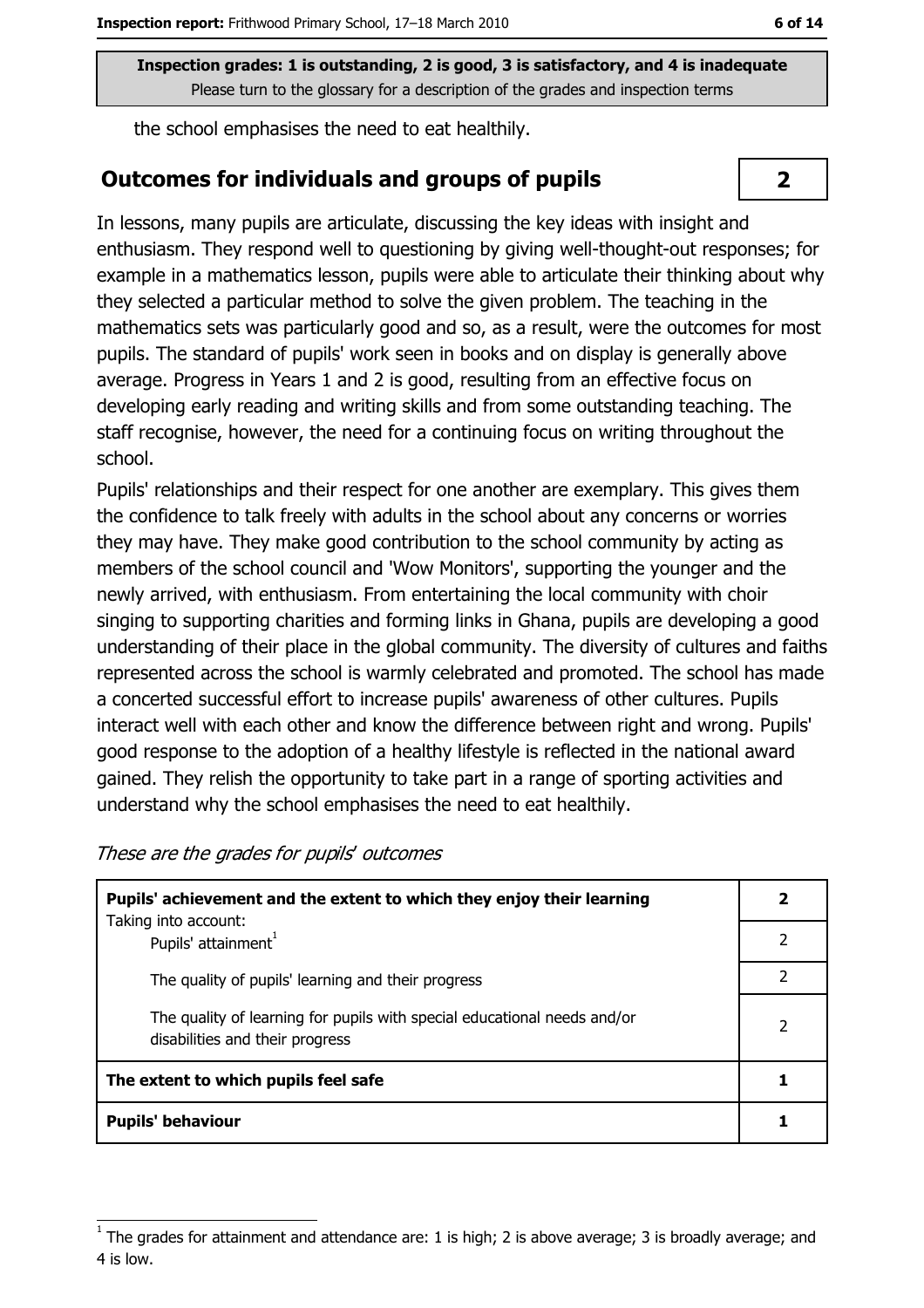Inspection grades: 1 is outstanding, 2 is good, 3 is satisfactory, and 4 is inadequate
Please turn to the glossary for a description of the grades and inspection terms

the school emphasises the need to eat healthily.

## Outcomes for individuals and groups of pupils

**2**

In lessons, many pupils are articulate, discussing the key ideas with insight and enthusiasm. They respond well to questioning by giving well-thought-out responses; for example in a mathematics lesson, pupils were able to articulate their thinking about why they selected a particular method to solve the given problem. The teaching in the mathematics sets was particularly good and so, as a result, were the outcomes for most pupils. The standard of pupils' work seen in books and on display is generally above average. Progress in Years 1 and 2 is good, resulting from an effective focus on developing early reading and writing skills and from some outstanding teaching. The staff recognise, however, the need for a continuing focus on writing throughout the school.

Pupils' relationships and their respect for one another are exemplary. This gives them the confidence to talk freely with adults in the school about any concerns or worries they may have. They make good contribution to the school community by acting as members of the school council and 'Wow Monitors', supporting the younger and the newly arrived, with enthusiasm. From entertaining the local community with choir singing to supporting charities and forming links in Ghana, pupils are developing a good understanding of their place in the global community. The diversity of cultures and faiths represented across the school is warmly celebrated and promoted. The school has made a concerted successful effort to increase pupils' awareness of other cultures. Pupils interact well with each other and know the difference between right and wrong. Pupils' good response to the adoption of a healthy lifestyle is reflected in the national award gained. They relish the opportunity to take part in a range of sporting activities and understand why the school emphasises the need to eat healthily.

*These are the grades for pupils' outcomes*

| | |
|---|---|
| **Pupils' achievement and the extent to which they enjoy their learning** | **2** |
| Taking into account: Pupils' attainment[1] | 2 |
| The quality of pupils' learning and their progress | 2 |
| The quality of learning for pupils with special educational needs and/or disabilities and their progress | 2 |
| **The extent to which pupils feel safe** | **1** |
| **Pupils' behaviour** | **1** |

[1] The grades for attainment and attendance are: 1 is high; 2 is above average; 3 is broadly average; and 4 is low.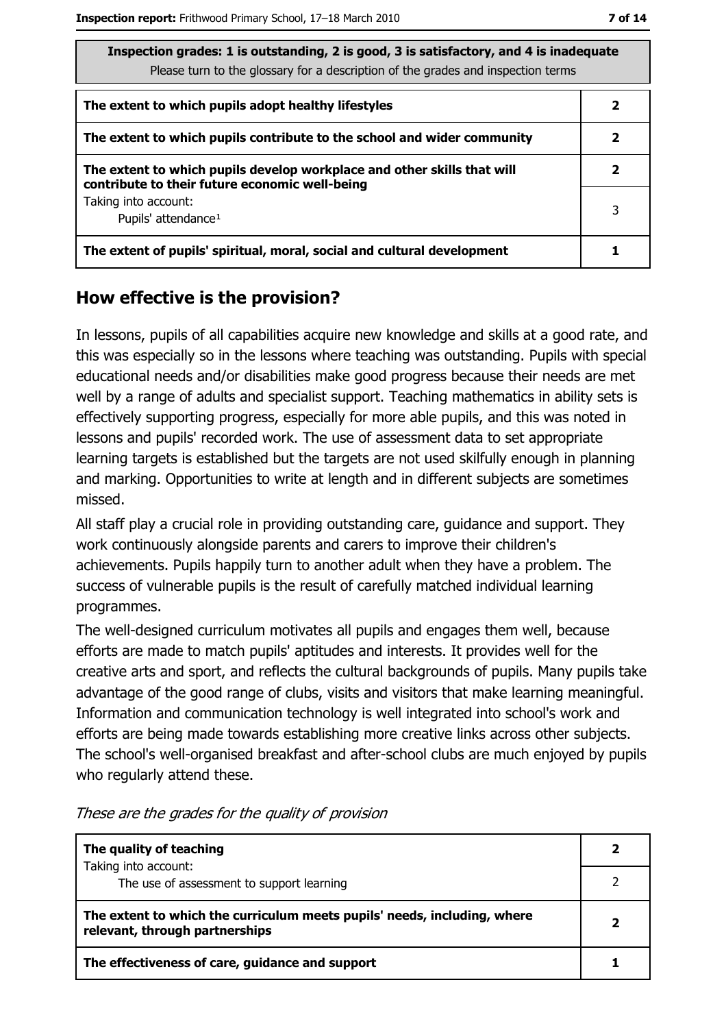| Inspection grades: 1 is outstanding, 2 is good, 3 is satisfactory, and 4 is inadequate<br>Please turn to the glossary for a description of the grades and inspection terms | |
|---|---|
| **The extent to which pupils adopt healthy lifestyles** | **2** |
| **The extent to which pupils contribute to the school and wider community** | **2** |
| **The extent to which pupils develop workplace and other skills that will contribute to their future economic well-being** | **2** |
| Taking into account:<br>Pupils' attendance[1] | 3 |
| **The extent of pupils' spiritual, moral, social and cultural development** | **1** |

## How effective is the provision?

In lessons, pupils of all capabilities acquire new knowledge and skills at a good rate, and this was especially so in the lessons where teaching was outstanding. Pupils with special educational needs and/or disabilities make good progress because their needs are met well by a range of adults and specialist support. Teaching mathematics in ability sets is effectively supporting progress, especially for more able pupils, and this was noted in lessons and pupils' recorded work. The use of assessment data to set appropriate learning targets is established but the targets are not used skilfully enough in planning and marking. Opportunities to write at length and in different subjects are sometimes missed.

All staff play a crucial role in providing outstanding care, guidance and support. They work continuously alongside parents and carers to improve their children's achievements. Pupils happily turn to another adult when they have a problem. The success of vulnerable pupils is the result of carefully matched individual learning programmes.

The well-designed curriculum motivates all pupils and engages them well, because efforts are made to match pupils' aptitudes and interests. It provides well for the creative arts and sport, and reflects the cultural backgrounds of pupils. Many pupils take advantage of the good range of clubs, visits and visitors that make learning meaningful. Information and communication technology is well integrated into school's work and efforts are being made towards establishing more creative links across other subjects. The school's well-organised breakfast and after-school clubs are much enjoyed by pupils who regularly attend these.

*These are the grades for the quality of provision*

| | |
|---|---|
| **The quality of teaching** | **2** |
| Taking into account:<br>The use of assessment to support learning | 2 |
| **The extent to which the curriculum meets pupils' needs, including, where relevant, through partnerships** | **2** |
| **The effectiveness of care, guidance and support** | **1** |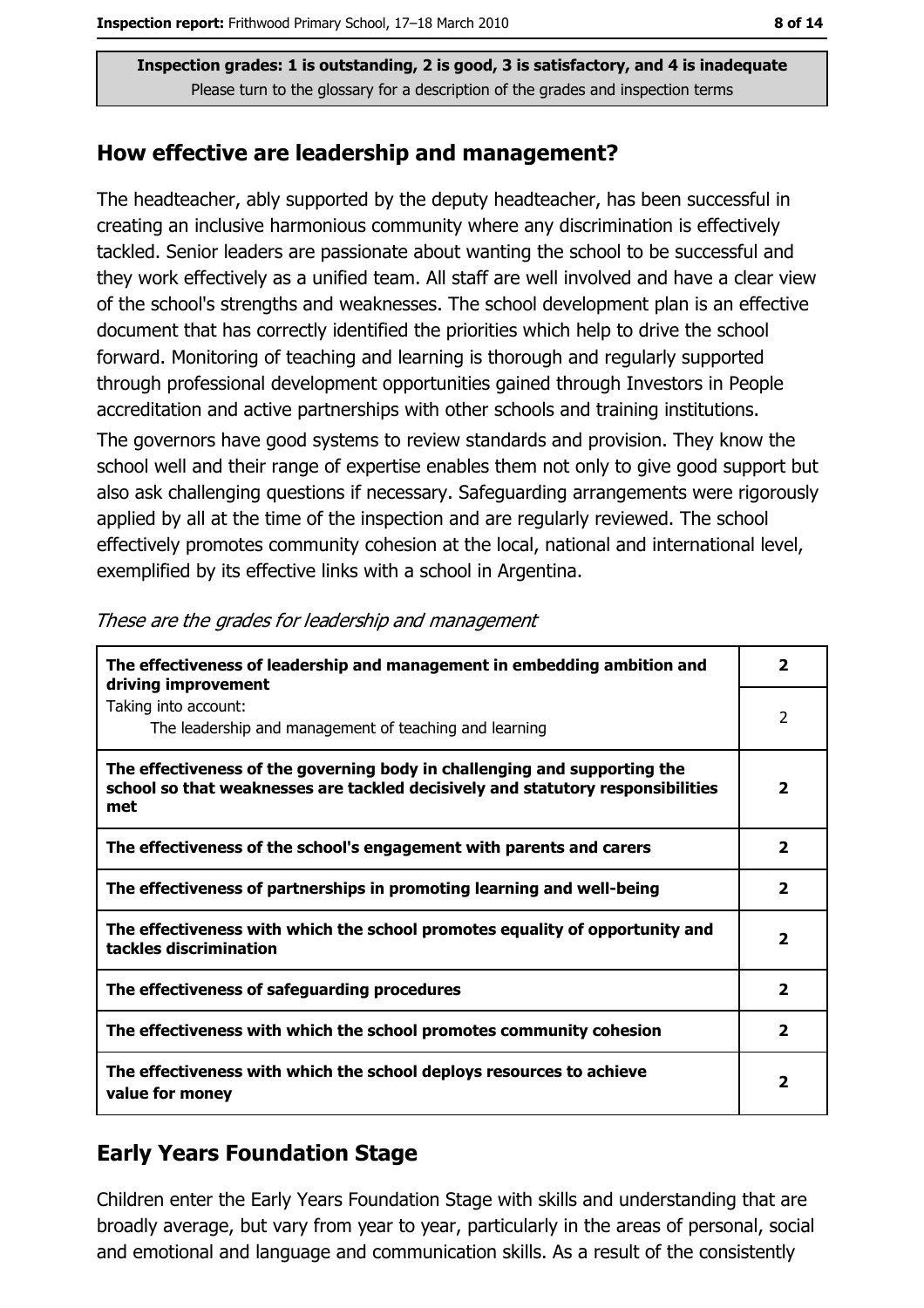**Inspection grades: 1 is outstanding, 2 is good, 3 is satisfactory, and 4 is inadequate**
Please turn to the glossary for a description of the grades and inspection terms

## How effective are leadership and management?

The headteacher, ably supported by the deputy headteacher, has been successful in creating an inclusive harmonious community where any discrimination is effectively tackled. Senior leaders are passionate about wanting the school to be successful and they work effectively as a unified team. All staff are well involved and have a clear view of the school's strengths and weaknesses. The school development plan is an effective document that has correctly identified the priorities which help to drive the school forward. Monitoring of teaching and learning is thorough and regularly supported through professional development opportunities gained through Investors in People accreditation and active partnerships with other schools and training institutions.

The governors have good systems to review standards and provision. They know the school well and their range of expertise enables them not only to give good support but also ask challenging questions if necessary. Safeguarding arrangements were rigorously applied by all at the time of the inspection and are regularly reviewed. The school effectively promotes community cohesion at the local, national and international level, exemplified by its effective links with a school in Argentina.

*These are the grades for leadership and management*

| | |
|---|---|
| **The effectiveness of leadership and management in embedding ambition and driving improvement** | **2** |
| Taking into account: The leadership and management of teaching and learning | 2 |
| **The effectiveness of the governing body in challenging and supporting the school so that weaknesses are tackled decisively and statutory responsibilities met** | **2** |
| **The effectiveness of the school's engagement with parents and carers** | **2** |
| **The effectiveness of partnerships in promoting learning and well-being** | **2** |
| **The effectiveness with which the school promotes equality of opportunity and tackles discrimination** | **2** |
| **The effectiveness of safeguarding procedures** | **2** |
| **The effectiveness with which the school promotes community cohesion** | **2** |
| **The effectiveness with which the school deploys resources to achieve value for money** | **2** |

## Early Years Foundation Stage

Children enter the Early Years Foundation Stage with skills and understanding that are broadly average, but vary from year to year, particularly in the areas of personal, social and emotional and language and communication skills. As a result of the consistently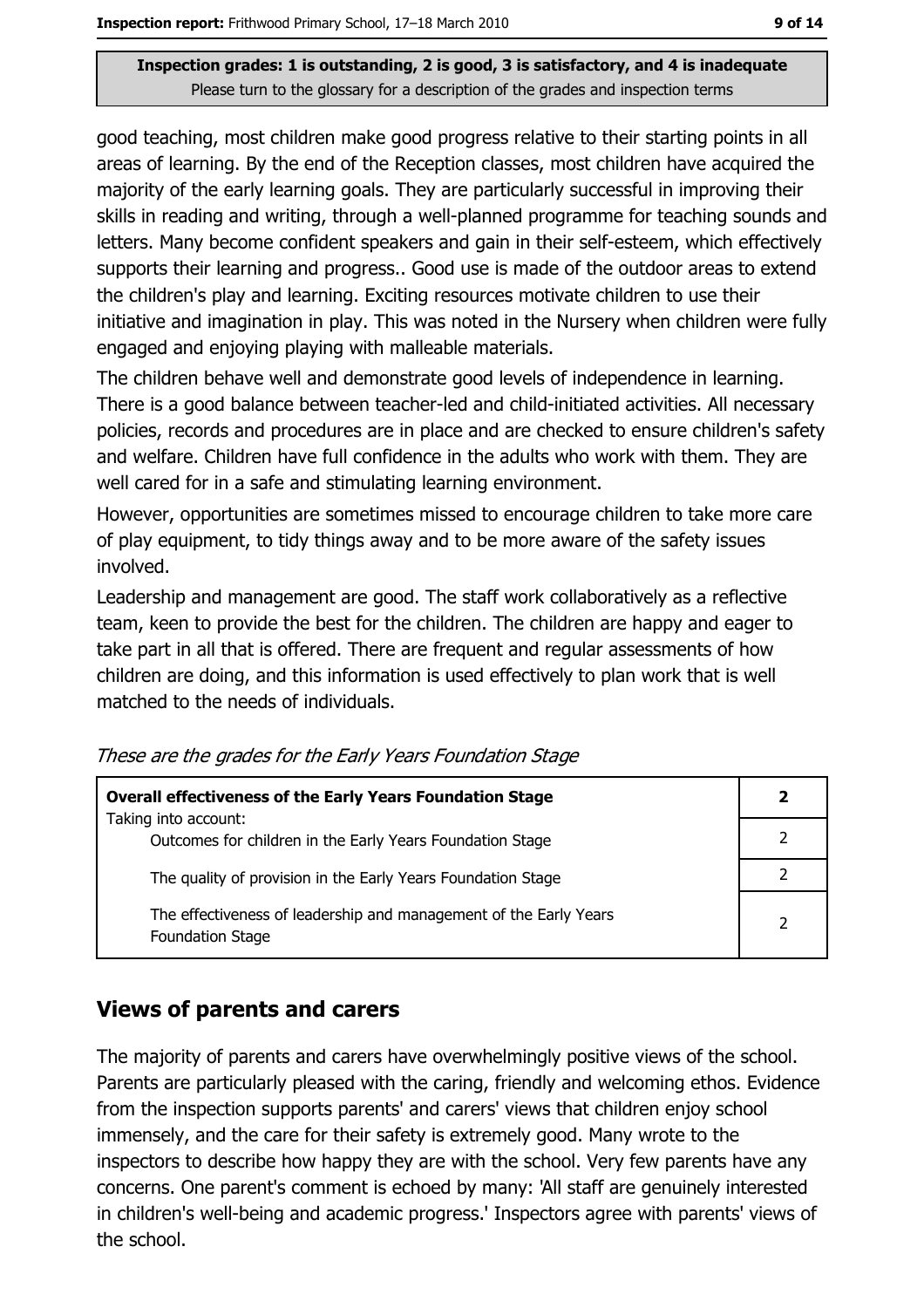**Inspection grades: 1 is outstanding, 2 is good, 3 is satisfactory, and 4 is inadequate**
Please turn to the glossary for a description of the grades and inspection terms

good teaching, most children make good progress relative to their starting points in all areas of learning. By the end of the Reception classes, most children have acquired the majority of the early learning goals. They are particularly successful in improving their skills in reading and writing, through a well-planned programme for teaching sounds and letters. Many become confident speakers and gain in their self-esteem, which effectively supports their learning and progress.. Good use is made of the outdoor areas to extend the children's play and learning. Exciting resources motivate children to use their initiative and imagination in play. This was noted in the Nursery when children were fully engaged and enjoying playing with malleable materials.

The children behave well and demonstrate good levels of independence in learning. There is a good balance between teacher-led and child-initiated activities. All necessary policies, records and procedures are in place and are checked to ensure children's safety and welfare. Children have full confidence in the adults who work with them. They are well cared for in a safe and stimulating learning environment.

However, opportunities are sometimes missed to encourage children to take more care of play equipment, to tidy things away and to be more aware of the safety issues involved.

Leadership and management are good. The staff work collaboratively as a reflective team, keen to provide the best for the children. The children are happy and eager to take part in all that is offered. There are frequent and regular assessments of how children are doing, and this information is used effectively to plan work that is well matched to the needs of individuals.

*These are the grades for the Early Years Foundation Stage*

| **Overall effectiveness of the Early Years Foundation Stage** Taking into account: | **2** |
|---|---|
| Outcomes for children in the Early Years Foundation Stage | 2 |
| The quality of provision in the Early Years Foundation Stage | 2 |
| The effectiveness of leadership and management of the Early Years Foundation Stage | 2 |

## Views of parents and carers

The majority of parents and carers have overwhelmingly positive views of the school. Parents are particularly pleased with the caring, friendly and welcoming ethos. Evidence from the inspection supports parents' and carers' views that children enjoy school immensely, and the care for their safety is extremely good. Many wrote to the inspectors to describe how happy they are with the school. Very few parents have any concerns. One parent's comment is echoed by many: 'All staff are genuinely interested in children's well-being and academic progress.' Inspectors agree with parents' views of the school.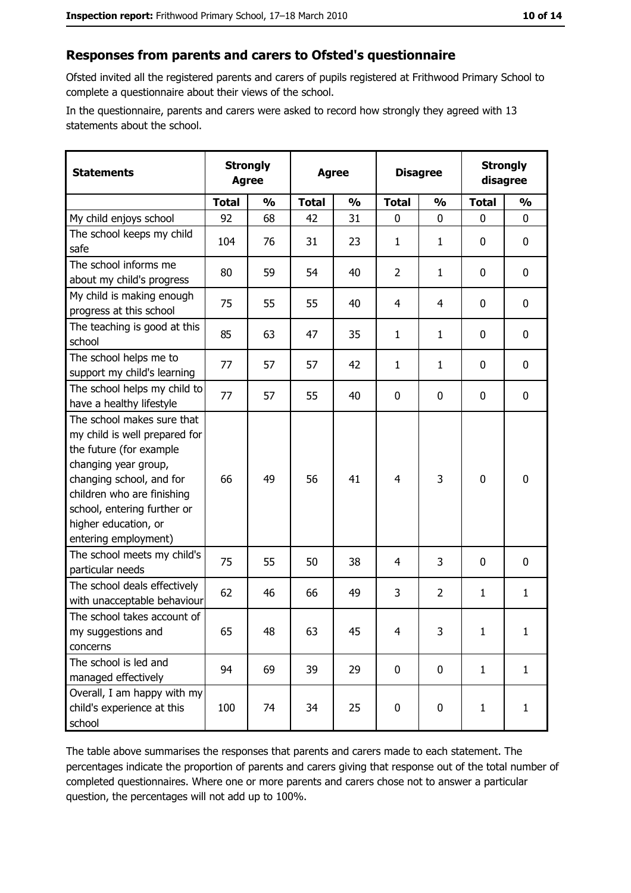## Responses from parents and carers to Ofsted's questionnaire

Ofsted invited all the registered parents and carers of pupils registered at Frithwood Primary School to complete a questionnaire about their views of the school.

In the questionnaire, parents and carers were asked to record how strongly they agreed with 13 statements about the school.

| Statements | Strongly Agree | | Agree | | Disagree | | Strongly disagree | |
|---|---|---|---|---|---|---|---|---|
| | Total | % | Total | % | Total | % | Total | % |
| My child enjoys school | 92 | 68 | 42 | 31 | 0 | 0 | 0 | 0 |
| The school keeps my child safe | 104 | 76 | 31 | 23 | 1 | 1 | 0 | 0 |
| The school informs me about my child's progress | 80 | 59 | 54 | 40 | 2 | 1 | 0 | 0 |
| My child is making enough progress at this school | 75 | 55 | 55 | 40 | 4 | 4 | 0 | 0 |
| The teaching is good at this school | 85 | 63 | 47 | 35 | 1 | 1 | 0 | 0 |
| The school helps me to support my child's learning | 77 | 57 | 57 | 42 | 1 | 1 | 0 | 0 |
| The school helps my child to have a healthy lifestyle | 77 | 57 | 55 | 40 | 0 | 0 | 0 | 0 |
| The school makes sure that my child is well prepared for the future (for example changing year group, changing school, and for children who are finishing school, entering further or higher education, or entering employment) | 66 | 49 | 56 | 41 | 4 | 3 | 0 | 0 |
| The school meets my child's particular needs | 75 | 55 | 50 | 38 | 4 | 3 | 0 | 0 |
| The school deals effectively with unacceptable behaviour | 62 | 46 | 66 | 49 | 3 | 2 | 1 | 1 |
| The school takes account of my suggestions and concerns | 65 | 48 | 63 | 45 | 4 | 3 | 1 | 1 |
| The school is led and managed effectively | 94 | 69 | 39 | 29 | 0 | 0 | 1 | 1 |
| Overall, I am happy with my child's experience at this school | 100 | 74 | 34 | 25 | 0 | 0 | 1 | 1 |

The table above summarises the responses that parents and carers made to each statement. The percentages indicate the proportion of parents and carers giving that response out of the total number of completed questionnaires. Where one or more parents and carers chose not to answer a particular question, the percentages will not add up to 100%.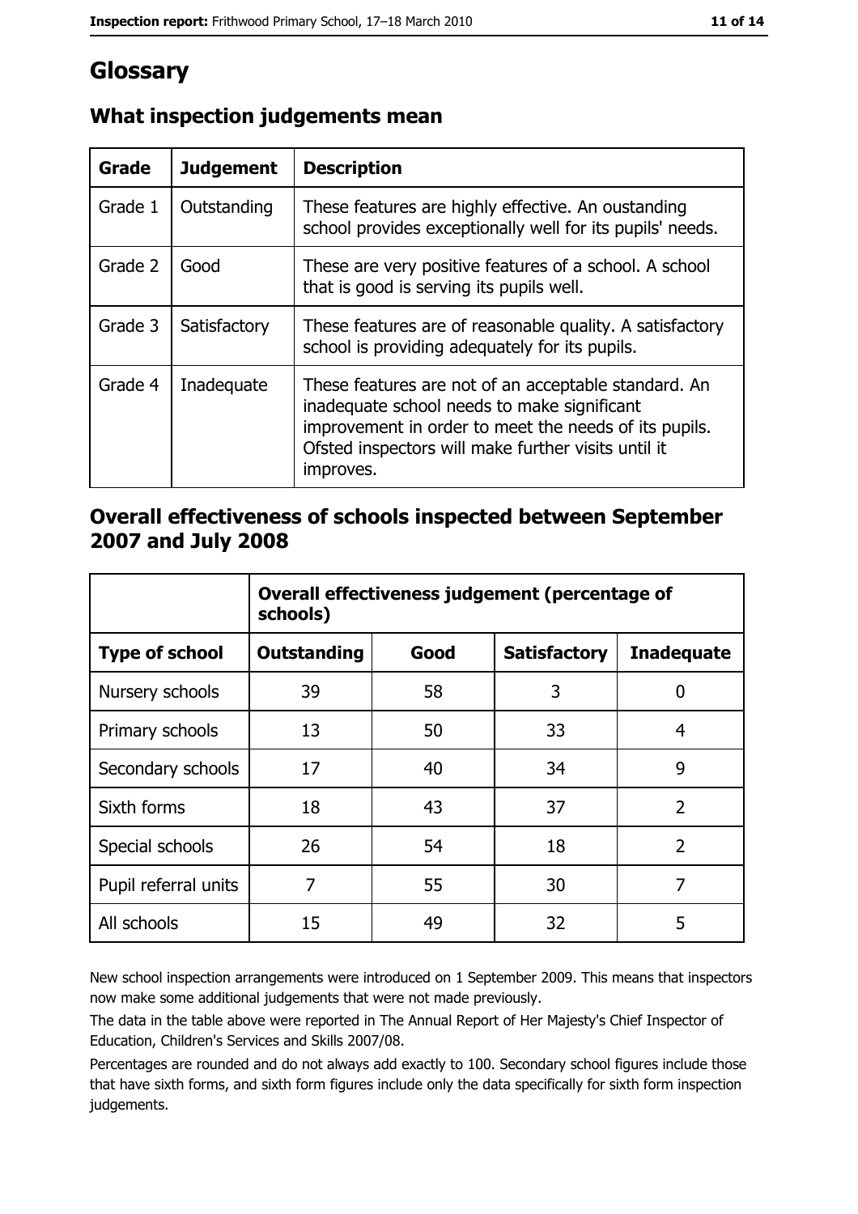# Glossary

## What inspection judgements mean

| Grade | Judgement | Description |
|---|---|---|
| Grade 1 | Outstanding | These features are highly effective. An oustanding school provides exceptionally well for its pupils' needs. |
| Grade 2 | Good | These are very positive features of a school. A school that is good is serving its pupils well. |
| Grade 3 | Satisfactory | These features are of reasonable quality. A satisfactory school is providing adequately for its pupils. |
| Grade 4 | Inadequate | These features are not of an acceptable standard. An inadequate school needs to make significant improvement in order to meet the needs of its pupils. Ofsted inspectors will make further visits until it improves. |

## Overall effectiveness of schools inspected between September 2007 and July 2008

| | Overall effectiveness judgement (percentage of schools) | | | |
|---|---|---|---|---|
| **Type of school** | **Outstanding** | **Good** | **Satisfactory** | **Inadequate** |
| Nursery schools | 39 | 58 | 3 | 0 |
| Primary schools | 13 | 50 | 33 | 4 |
| Secondary schools | 17 | 40 | 34 | 9 |
| Sixth forms | 18 | 43 | 37 | 2 |
| Special schools | 26 | 54 | 18 | 2 |
| Pupil referral units | 7 | 55 | 30 | 7 |
| All schools | 15 | 49 | 32 | 5 |

New school inspection arrangements were introduced on 1 September 2009. This means that inspectors now make some additional judgements that were not made previously.

The data in the table above were reported in The Annual Report of Her Majesty's Chief Inspector of Education, Children's Services and Skills 2007/08.

Percentages are rounded and do not always add exactly to 100. Secondary school figures include those that have sixth forms, and sixth form figures include only the data specifically for sixth form inspection judgements.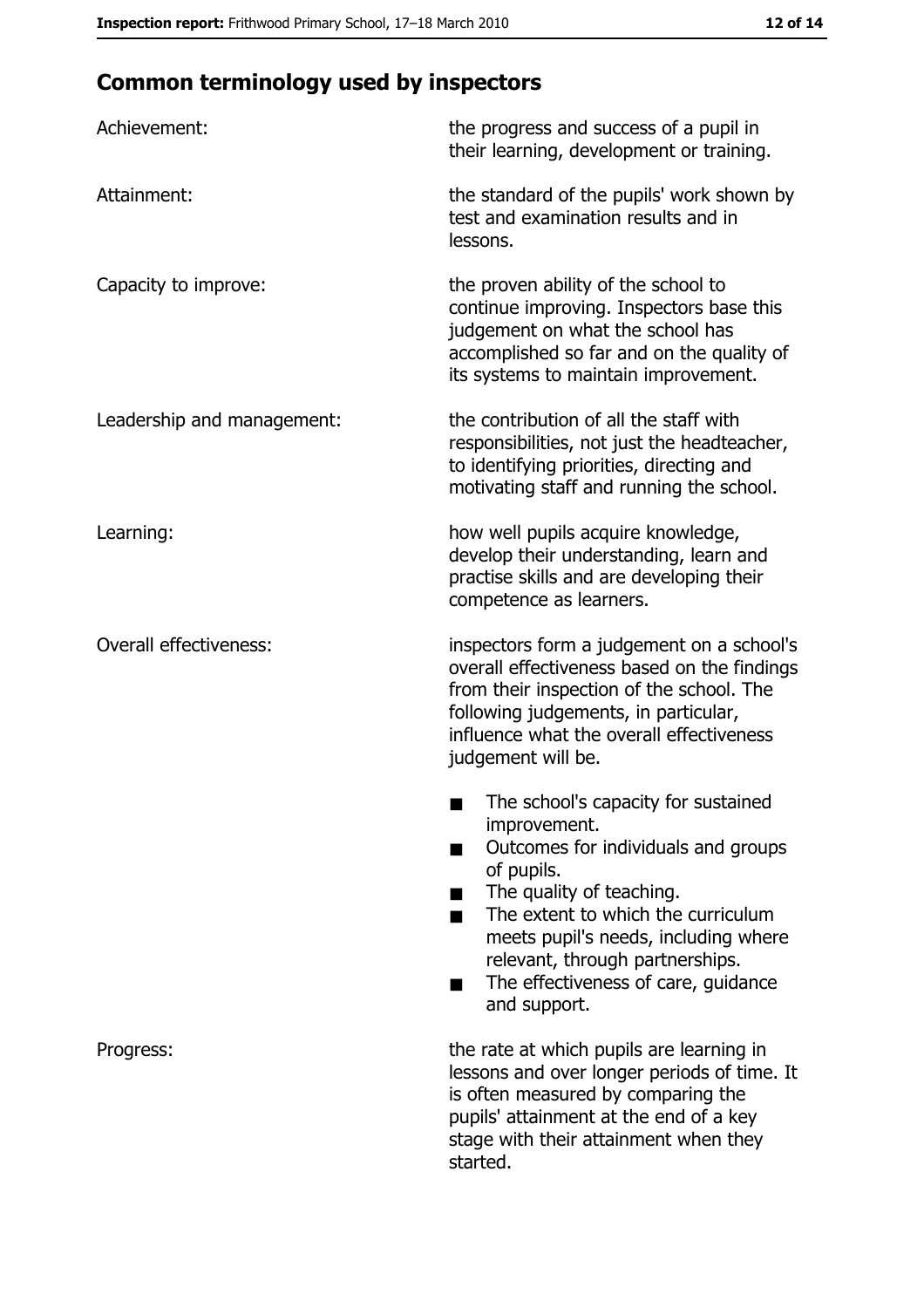## Common terminology used by inspectors

| | |
|---|---|
| Achievement: | the progress and success of a pupil in their learning, development or training. |
| Attainment: | the standard of the pupils' work shown by test and examination results and in lessons. |
| Capacity to improve: | the proven ability of the school to continue improving. Inspectors base this judgement on what the school has accomplished so far and on the quality of its systems to maintain improvement. |
| Leadership and management: | the contribution of all the staff with responsibilities, not just the headteacher, to identifying priorities, directing and motivating staff and running the school. |
| Learning: | how well pupils acquire knowledge, develop their understanding, learn and practise skills and are developing their competence as learners. |
| Overall effectiveness: | inspectors form a judgement on a school's overall effectiveness based on the findings from their inspection of the school. The following judgements, in particular, influence what the overall effectiveness judgement will be.<br>■ The school's capacity for sustained improvement.<br>■ Outcomes for individuals and groups of pupils.<br>■ The quality of teaching.<br>■ The extent to which the curriculum meets pupil's needs, including where relevant, through partnerships.<br>■ The effectiveness of care, guidance and support. |
| Progress: | the rate at which pupils are learning in lessons and over longer periods of time. It is often measured by comparing the pupils' attainment at the end of a key stage with their attainment when they started. |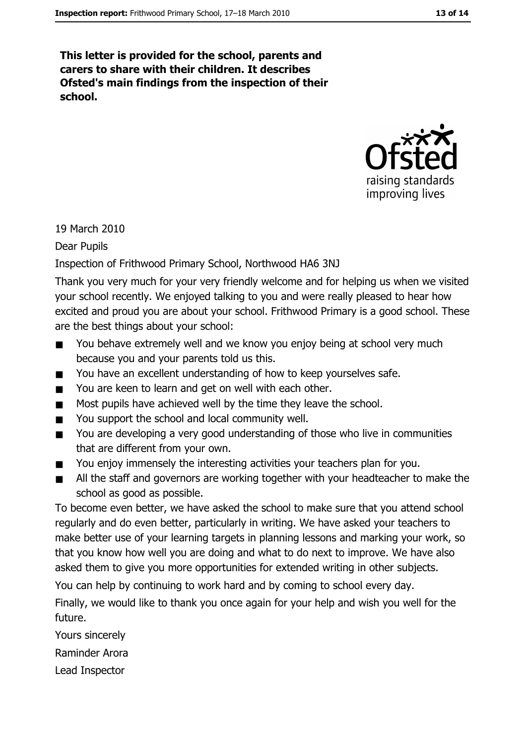**This letter is provided for the school, parents and carers to share with their children. It describes Ofsted's main findings from the inspection of their school.**

19 March 2010

Dear Pupils

Inspection of Frithwood Primary School, Northwood HA6 3NJ

Thank you very much for your very friendly welcome and for helping us when we visited your school recently. We enjoyed talking to you and were really pleased to hear how excited and proud you are about your school. Frithwood Primary is a good school. These are the best things about your school:

- You behave extremely well and we know you enjoy being at school very much because you and your parents told us this.
- You have an excellent understanding of how to keep yourselves safe.
- You are keen to learn and get on well with each other.
- Most pupils have achieved well by the time they leave the school.
- You support the school and local community well.
- You are developing a very good understanding of those who live in communities that are different from your own.
- You enjoy immensely the interesting activities your teachers plan for you.
- All the staff and governors are working together with your headteacher to make the school as good as possible.

To become even better, we have asked the school to make sure that you attend school regularly and do even better, particularly in writing. We have asked your teachers to make better use of your learning targets in planning lessons and marking your work, so that you know how well you are doing and what to do next to improve. We have also asked them to give you more opportunities for extended writing in other subjects.

You can help by continuing to work hard and by coming to school every day.

Finally, we would like to thank you once again for your help and wish you well for the future.

Yours sincerely

Raminder Arora

Lead Inspector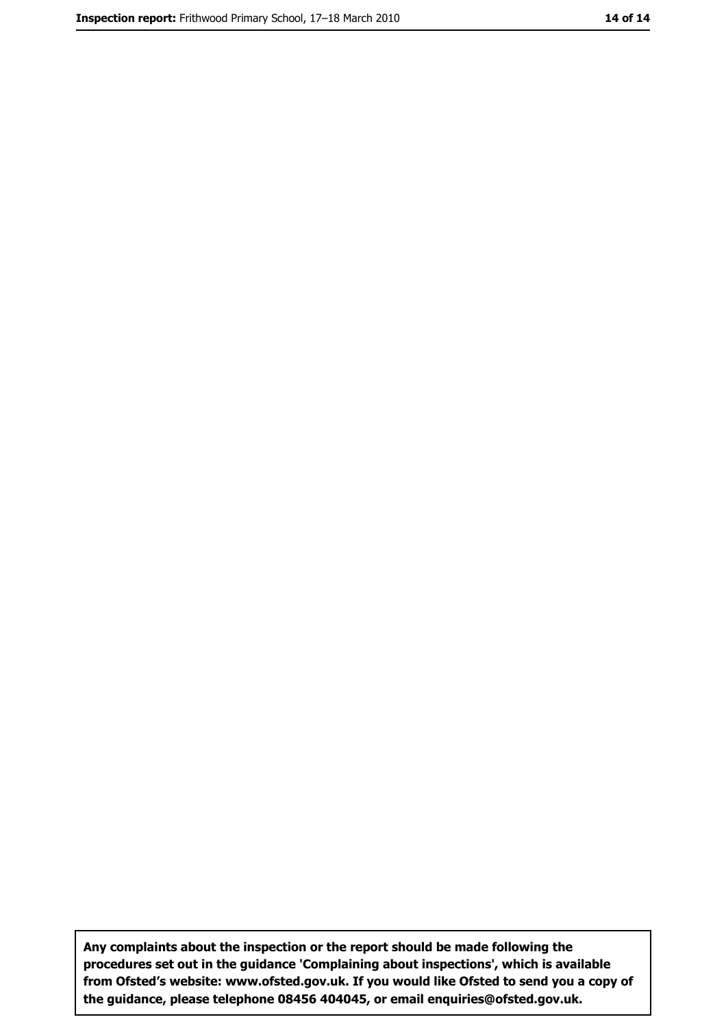**Any complaints about the inspection or the report should be made following the procedures set out in the guidance 'Complaining about inspections', which is available from Ofsted's website: www.ofsted.gov.uk. If you would like Ofsted to send you a copy of the guidance, please telephone 08456 404045, or email enquiries@ofsted.gov.uk.**